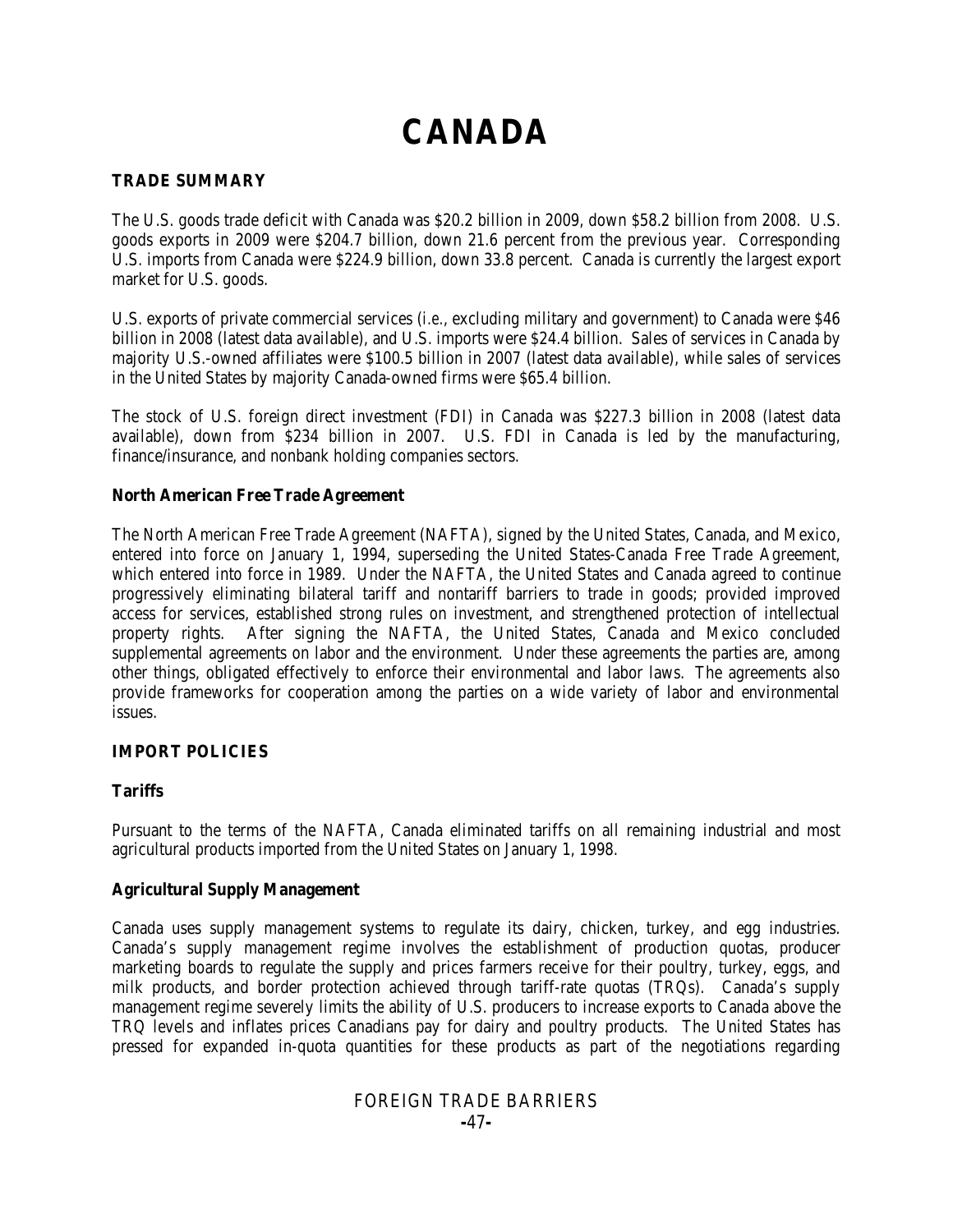# CANADA

## TRADE SUMMARY

The U.S. goods trade deficit with Canada was $20.2 billion in 2009, down $58.2 billion from 2008. U.S. goods exports in 2009 were $204.7 billion, down 21.6 percent from the previous year. Corresponding U.S. imports from Canada were $224.9 billion, down 33.8 percent. Canada is currently the largest export market for U.S. goods.

U.S. exports of private commercial services (i.e., excluding military and government) to Canada were $46 billion in 2008 (latest data available), and U.S. imports were $24.4 billion. Sales of services in Canada by majority U.S.-owned affiliates were $100.5 billion in 2007 (latest data available), while sales of services in the United States by majority Canada-owned firms were $65.4 billion.

The stock of U.S. foreign direct investment (FDI) in Canada was $227.3 billion in 2008 (latest data available), down from $234 billion in 2007. U.S. FDI in Canada is led by the manufacturing, finance/insurance, and nonbank holding companies sectors.

### North American Free Trade Agreement

The North American Free Trade Agreement (NAFTA), signed by the United States, Canada, and Mexico, entered into force on January 1, 1994, superseding the United States-Canada Free Trade Agreement, which entered into force in 1989. Under the NAFTA, the United States and Canada agreed to continue progressively eliminating bilateral tariff and nontariff barriers to trade in goods; provided improved access for services, established strong rules on investment, and strengthened protection of intellectual property rights. After signing the NAFTA, the United States, Canada and Mexico concluded supplemental agreements on labor and the environment. Under these agreements the parties are, among other things, obligated effectively to enforce their environmental and labor laws. The agreements also provide frameworks for cooperation among the parties on a wide variety of labor and environmental issues.

## IMPORT POLICIES

### Tariffs

Pursuant to the terms of the NAFTA, Canada eliminated tariffs on all remaining industrial and most agricultural products imported from the United States on January 1, 1998.

### Agricultural Supply Management

Canada uses supply management systems to regulate its dairy, chicken, turkey, and egg industries. Canada's supply management regime involves the establishment of production quotas, producer marketing boards to regulate the supply and prices farmers receive for their poultry, turkey, eggs, and milk products, and border protection achieved through tariff-rate quotas (TRQs). Canada's supply management regime severely limits the ability of U.S. producers to increase exports to Canada above the TRQ levels and inflates prices Canadians pay for dairy and poultry products. The United States has pressed for expanded in-quota quantities for these products as part of the negotiations regarding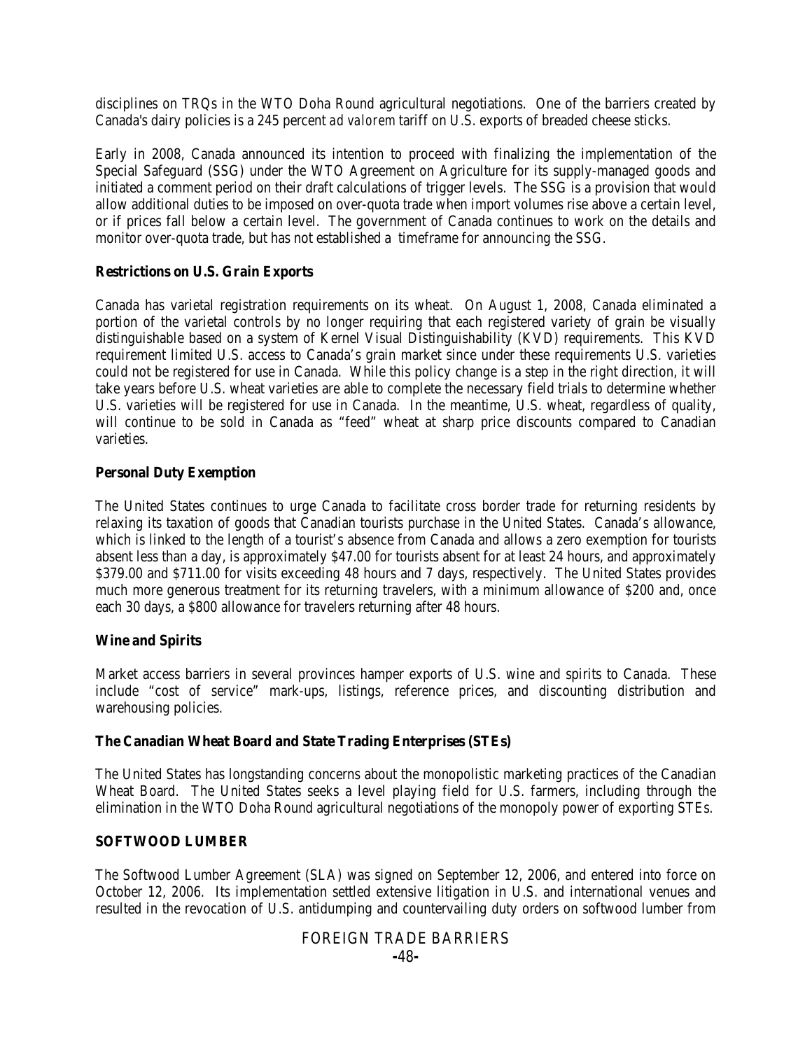disciplines on TRQs in the WTO Doha Round agricultural negotiations. One of the barriers created by Canada's dairy policies is a 245 percent *ad valorem* tariff on U.S. exports of breaded cheese sticks.

Early in 2008, Canada announced its intention to proceed with finalizing the implementation of the Special Safeguard (SSG) under the WTO Agreement on Agriculture for its supply-managed goods and initiated a comment period on their draft calculations of trigger levels. The SSG is a provision that would allow additional duties to be imposed on over-quota trade when import volumes rise above a certain level, or if prices fall below a certain level. The government of Canada continues to work on the details and monitor over-quota trade, but has not established a timeframe for announcing the SSG.

**Restrictions on U.S. Grain Exports**

Canada has varietal registration requirements on its wheat. On August 1, 2008, Canada eliminated a portion of the varietal controls by no longer requiring that each registered variety of grain be visually distinguishable based on a system of Kernel Visual Distinguishability (KVD) requirements. This KVD requirement limited U.S. access to Canada's grain market since under these requirements U.S. varieties could not be registered for use in Canada. While this policy change is a step in the right direction, it will take years before U.S. wheat varieties are able to complete the necessary field trials to determine whether U.S. varieties will be registered for use in Canada. In the meantime, U.S. wheat, regardless of quality, will continue to be sold in Canada as "feed" wheat at sharp price discounts compared to Canadian varieties.

**Personal Duty Exemption**

The United States continues to urge Canada to facilitate cross border trade for returning residents by relaxing its taxation of goods that Canadian tourists purchase in the United States. Canada's allowance, which is linked to the length of a tourist's absence from Canada and allows a zero exemption for tourists absent less than a day, is approximately $47.00 for tourists absent for at least 24 hours, and approximately $379.00 and $711.00 for visits exceeding 48 hours and 7 days, respectively. The United States provides much more generous treatment for its returning travelers, with a minimum allowance of $200 and, once each 30 days, a $800 allowance for travelers returning after 48 hours.

**Wine and Spirits**

Market access barriers in several provinces hamper exports of U.S. wine and spirits to Canada. These include "cost of service" mark-ups, listings, reference prices, and discounting distribution and warehousing policies.

**The Canadian Wheat Board and State Trading Enterprises (STEs)**

The United States has longstanding concerns about the monopolistic marketing practices of the Canadian Wheat Board. The United States seeks a level playing field for U.S. farmers, including through the elimination in the WTO Doha Round agricultural negotiations of the monopoly power of exporting STEs.

**SOFTWOOD LUMBER**

The Softwood Lumber Agreement (SLA) was signed on September 12, 2006, and entered into force on October 12, 2006. Its implementation settled extensive litigation in U.S. and international venues and resulted in the revocation of U.S. antidumping and countervailing duty orders on softwood lumber from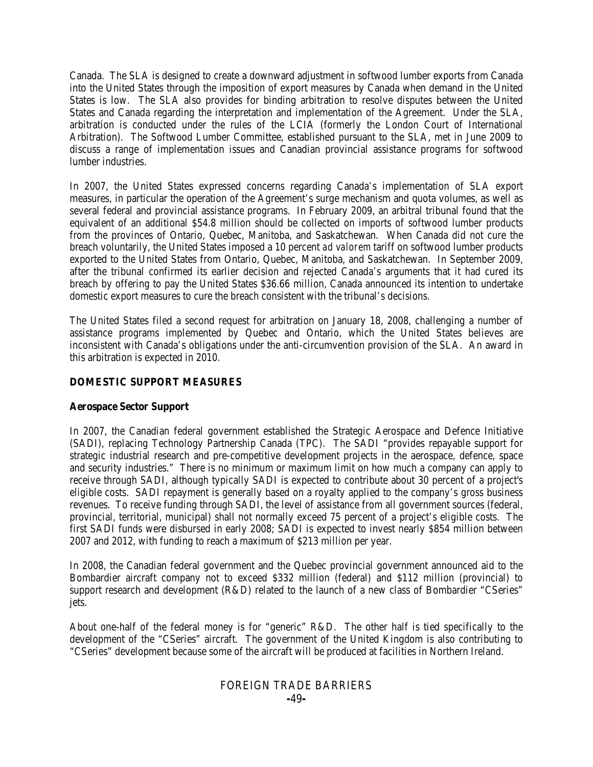Canada. The SLA is designed to create a downward adjustment in softwood lumber exports from Canada into the United States through the imposition of export measures by Canada when demand in the United States is low. The SLA also provides for binding arbitration to resolve disputes between the United States and Canada regarding the interpretation and implementation of the Agreement. Under the SLA, arbitration is conducted under the rules of the LCIA (formerly the London Court of International Arbitration). The Softwood Lumber Committee, established pursuant to the SLA, met in June 2009 to discuss a range of implementation issues and Canadian provincial assistance programs for softwood lumber industries.

In 2007, the United States expressed concerns regarding Canada's implementation of SLA export measures, in particular the operation of the Agreement's surge mechanism and quota volumes, as well as several federal and provincial assistance programs. In February 2009, an arbitral tribunal found that the equivalent of an additional $54.8 million should be collected on imports of softwood lumber products from the provinces of Ontario, Quebec, Manitoba, and Saskatchewan. When Canada did not cure the breach voluntarily, the United States imposed a 10 percent *ad valorem* tariff on softwood lumber products exported to the United States from Ontario, Quebec, Manitoba, and Saskatchewan. In September 2009, after the tribunal confirmed its earlier decision and rejected Canada's arguments that it had cured its breach by offering to pay the United States $36.66 million, Canada announced its intention to undertake domestic export measures to cure the breach consistent with the tribunal's decisions.

The United States filed a second request for arbitration on January 18, 2008, challenging a number of assistance programs implemented by Quebec and Ontario, which the United States believes are inconsistent with Canada's obligations under the anti-circumvention provision of the SLA. An award in this arbitration is expected in 2010.

## DOMESTIC SUPPORT MEASURES

### Aerospace Sector Support

In 2007, the Canadian federal government established the Strategic Aerospace and Defence Initiative (SADI), replacing Technology Partnership Canada (TPC). The SADI "provides repayable support for strategic industrial research and pre-competitive development projects in the aerospace, defence, space and security industries." There is no minimum or maximum limit on how much a company can apply to receive through SADI, although typically SADI is expected to contribute about 30 percent of a project's eligible costs. SADI repayment is generally based on a royalty applied to the company's gross business revenues. To receive funding through SADI, the level of assistance from all government sources (federal, provincial, territorial, municipal) shall not normally exceed 75 percent of a project's eligible costs. The first SADI funds were disbursed in early 2008; SADI is expected to invest nearly $854 million between 2007 and 2012, with funding to reach a maximum of $213 million per year.

In 2008, the Canadian federal government and the Quebec provincial government announced aid to the Bombardier aircraft company not to exceed $332 million (federal) and $112 million (provincial) to support research and development (R&D) related to the launch of a new class of Bombardier "CSeries" jets.

About one-half of the federal money is for "generic" R&D. The other half is tied specifically to the development of the "CSeries" aircraft. The government of the United Kingdom is also contributing to "CSeries" development because some of the aircraft will be produced at facilities in Northern Ireland.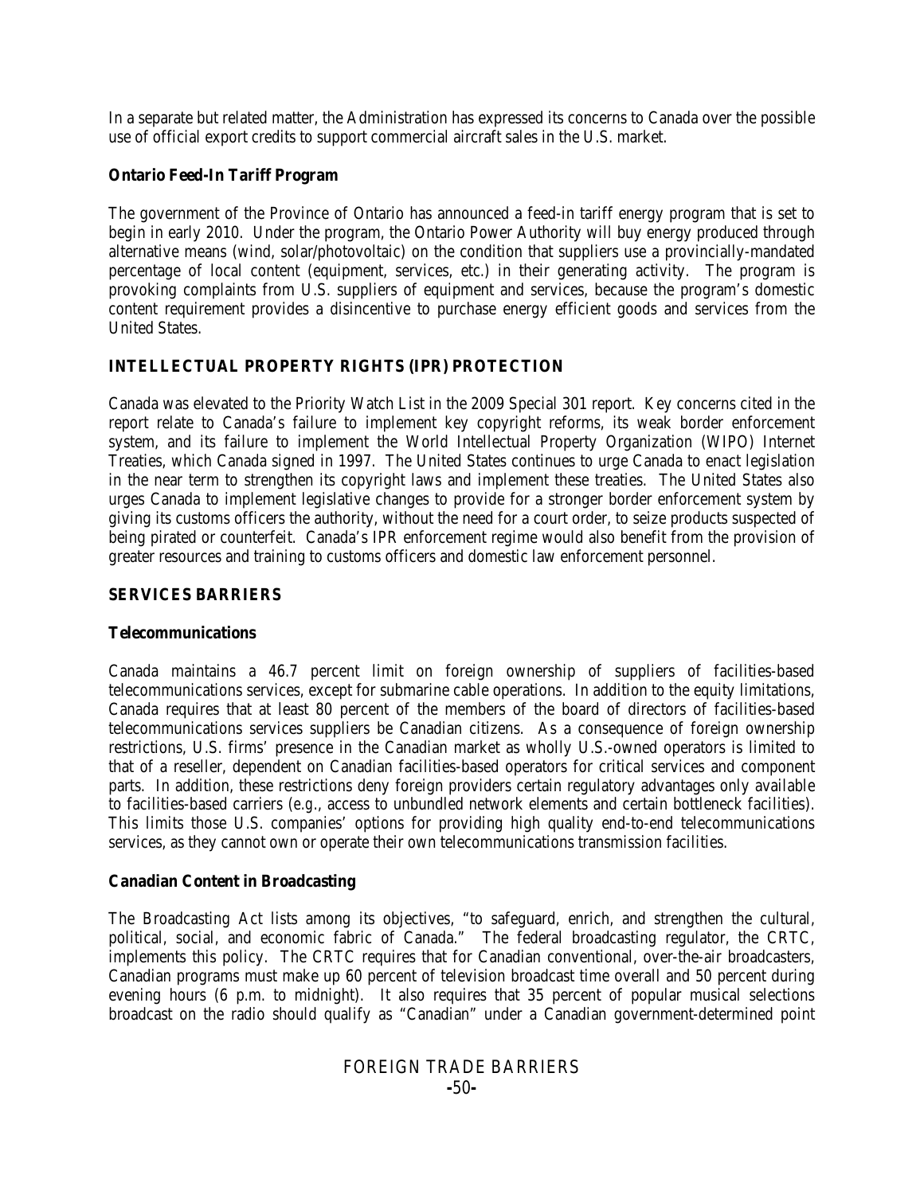In a separate but related matter, the Administration has expressed its concerns to Canada over the possible use of official export credits to support commercial aircraft sales in the U.S. market.

### Ontario Feed-In Tariff Program

The government of the Province of Ontario has announced a feed-in tariff energy program that is set to begin in early 2010. Under the program, the Ontario Power Authority will buy energy produced through alternative means (wind, solar/photovoltaic) on the condition that suppliers use a provincially-mandated percentage of local content (equipment, services, etc.) in their generating activity. The program is provoking complaints from U.S. suppliers of equipment and services, because the program's domestic content requirement provides a disincentive to purchase energy efficient goods and services from the United States.

## INTELLECTUAL PROPERTY RIGHTS (IPR) PROTECTION

Canada was elevated to the Priority Watch List in the 2009 Special 301 report. Key concerns cited in the report relate to Canada's failure to implement key copyright reforms, its weak border enforcement system, and its failure to implement the World Intellectual Property Organization (WIPO) Internet Treaties, which Canada signed in 1997. The United States continues to urge Canada to enact legislation in the near term to strengthen its copyright laws and implement these treaties. The United States also urges Canada to implement legislative changes to provide for a stronger border enforcement system by giving its customs officers the authority, without the need for a court order, to seize products suspected of being pirated or counterfeit. Canada's IPR enforcement regime would also benefit from the provision of greater resources and training to customs officers and domestic law enforcement personnel.

## SERVICES BARRIERS

### Telecommunications

Canada maintains a 46.7 percent limit on foreign ownership of suppliers of facilities-based telecommunications services, except for submarine cable operations. In addition to the equity limitations, Canada requires that at least 80 percent of the members of the board of directors of facilities-based telecommunications services suppliers be Canadian citizens. As a consequence of foreign ownership restrictions, U.S. firms' presence in the Canadian market as wholly U.S.-owned operators is limited to that of a reseller, dependent on Canadian facilities-based operators for critical services and component parts. In addition, these restrictions deny foreign providers certain regulatory advantages only available to facilities-based carriers (*e.g.*, access to unbundled network elements and certain bottleneck facilities). This limits those U.S. companies' options for providing high quality end-to-end telecommunications services, as they cannot own or operate their own telecommunications transmission facilities.

### Canadian Content in Broadcasting

The Broadcasting Act lists among its objectives, "to safeguard, enrich, and strengthen the cultural, political, social, and economic fabric of Canada." The federal broadcasting regulator, the CRTC, implements this policy. The CRTC requires that for Canadian conventional, over-the-air broadcasters, Canadian programs must make up 60 percent of television broadcast time overall and 50 percent during evening hours (6 p.m. to midnight). It also requires that 35 percent of popular musical selections broadcast on the radio should qualify as "Canadian" under a Canadian government-determined point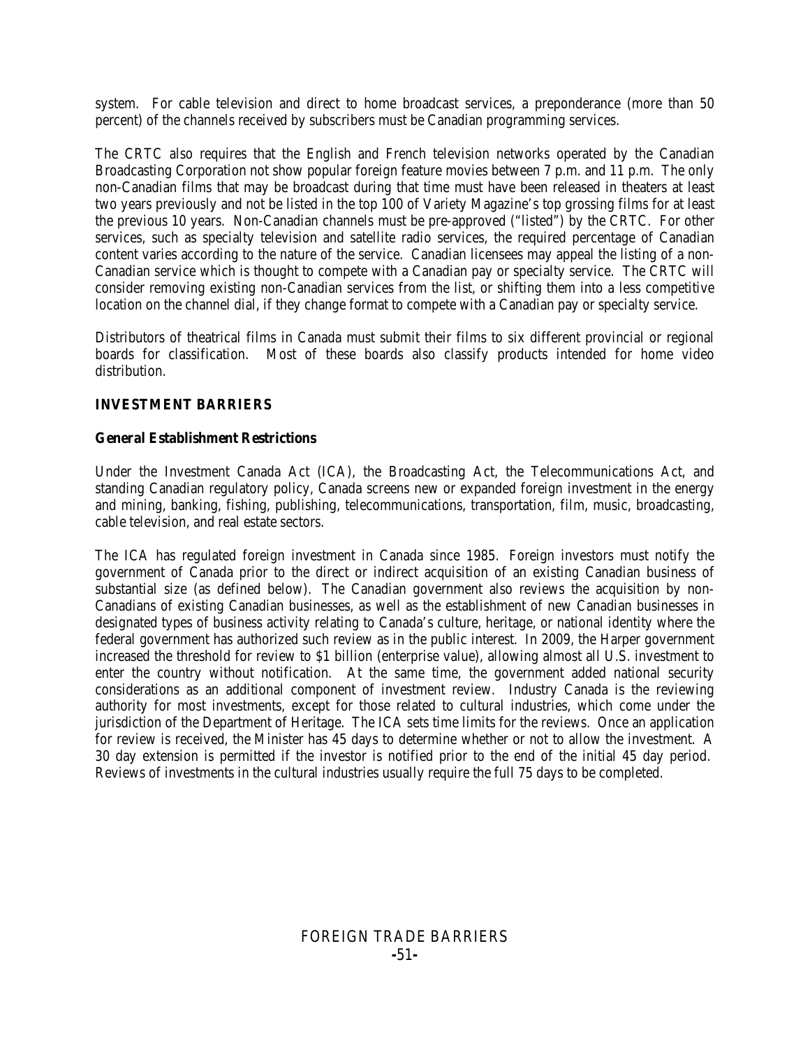system. For cable television and direct to home broadcast services, a preponderance (more than 50 percent) of the channels received by subscribers must be Canadian programming services.

The CRTC also requires that the English and French television networks operated by the Canadian Broadcasting Corporation not show popular foreign feature movies between 7 p.m. and 11 p.m. The only non-Canadian films that may be broadcast during that time must have been released in theaters at least two years previously and not be listed in the top 100 of Variety Magazine's top grossing films for at least the previous 10 years. Non-Canadian channels must be pre-approved ("listed") by the CRTC. For other services, such as specialty television and satellite radio services, the required percentage of Canadian content varies according to the nature of the service. Canadian licensees may appeal the listing of a non-Canadian service which is thought to compete with a Canadian pay or specialty service. The CRTC will consider removing existing non-Canadian services from the list, or shifting them into a less competitive location on the channel dial, if they change format to compete with a Canadian pay or specialty service.

Distributors of theatrical films in Canada must submit their films to six different provincial or regional boards for classification. Most of these boards also classify products intended for home video distribution.

## INVESTMENT BARRIERS

### General Establishment Restrictions

Under the Investment Canada Act (ICA), the Broadcasting Act, the Telecommunications Act, and standing Canadian regulatory policy, Canada screens new or expanded foreign investment in the energy and mining, banking, fishing, publishing, telecommunications, transportation, film, music, broadcasting, cable television, and real estate sectors.

The ICA has regulated foreign investment in Canada since 1985. Foreign investors must notify the government of Canada prior to the direct or indirect acquisition of an existing Canadian business of substantial size (as defined below). The Canadian government also reviews the acquisition by non-Canadians of existing Canadian businesses, as well as the establishment of new Canadian businesses in designated types of business activity relating to Canada's culture, heritage, or national identity where the federal government has authorized such review as in the public interest. In 2009, the Harper government increased the threshold for review to $1 billion (enterprise value), allowing almost all U.S. investment to enter the country without notification. At the same time, the government added national security considerations as an additional component of investment review. Industry Canada is the reviewing authority for most investments, except for those related to cultural industries, which come under the jurisdiction of the Department of Heritage. The ICA sets time limits for the reviews. Once an application for review is received, the Minister has 45 days to determine whether or not to allow the investment. A 30 day extension is permitted if the investor is notified prior to the end of the initial 45 day period. Reviews of investments in the cultural industries usually require the full 75 days to be completed.